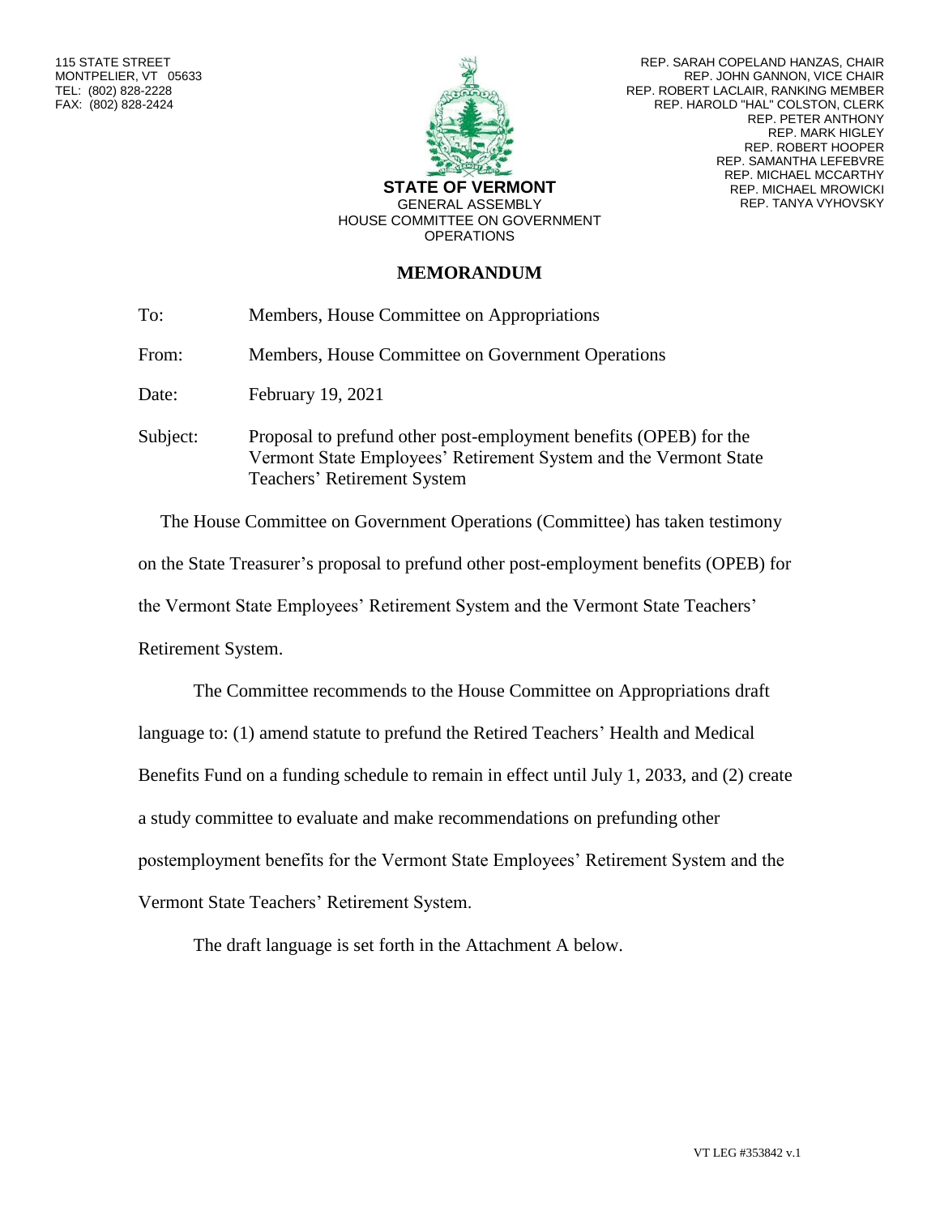115 STATE STREET
MONTPELIER, VT 05633
TEL: (802) 828-2228
FAX: (802) 828-2424

**STATE OF VERMONT**
GENERAL ASSEMBLY
HOUSE COMMITTEE ON GOVERNMENT OPERATIONS

REP. SARAH COPELAND HANZAS, CHAIR
REP. JOHN GANNON, VICE CHAIR
REP. ROBERT LACLAIR, RANKING MEMBER
REP. HAROLD "HAL" COLSTON, CLERK
REP. PETER ANTHONY
REP. MARK HIGLEY
REP. ROBERT HOOPER
REP. SAMANTHA LEFEBVRE
REP. MICHAEL MCCARTHY
REP. MICHAEL MROWICKI
REP. TANYA VYHOVSKY

# MEMORANDUM

To: Members, House Committee on Appropriations

From: Members, House Committee on Government Operations

Date: February 19, 2021

Subject: Proposal to prefund other post-employment benefits (OPEB) for the Vermont State Employees' Retirement System and the Vermont State Teachers' Retirement System

The House Committee on Government Operations (Committee) has taken testimony on the State Treasurer's proposal to prefund other post-employment benefits (OPEB) for the Vermont State Employees' Retirement System and the Vermont State Teachers' Retirement System.

The Committee recommends to the House Committee on Appropriations draft language to: (1) amend statute to prefund the Retired Teachers' Health and Medical Benefits Fund on a funding schedule to remain in effect until July 1, 2033, and (2) create a study committee to evaluate and make recommendations on prefunding other postemployment benefits for the Vermont State Employees' Retirement System and the Vermont State Teachers' Retirement System.

The draft language is set forth in the Attachment A below.

VT LEG #353842 v.1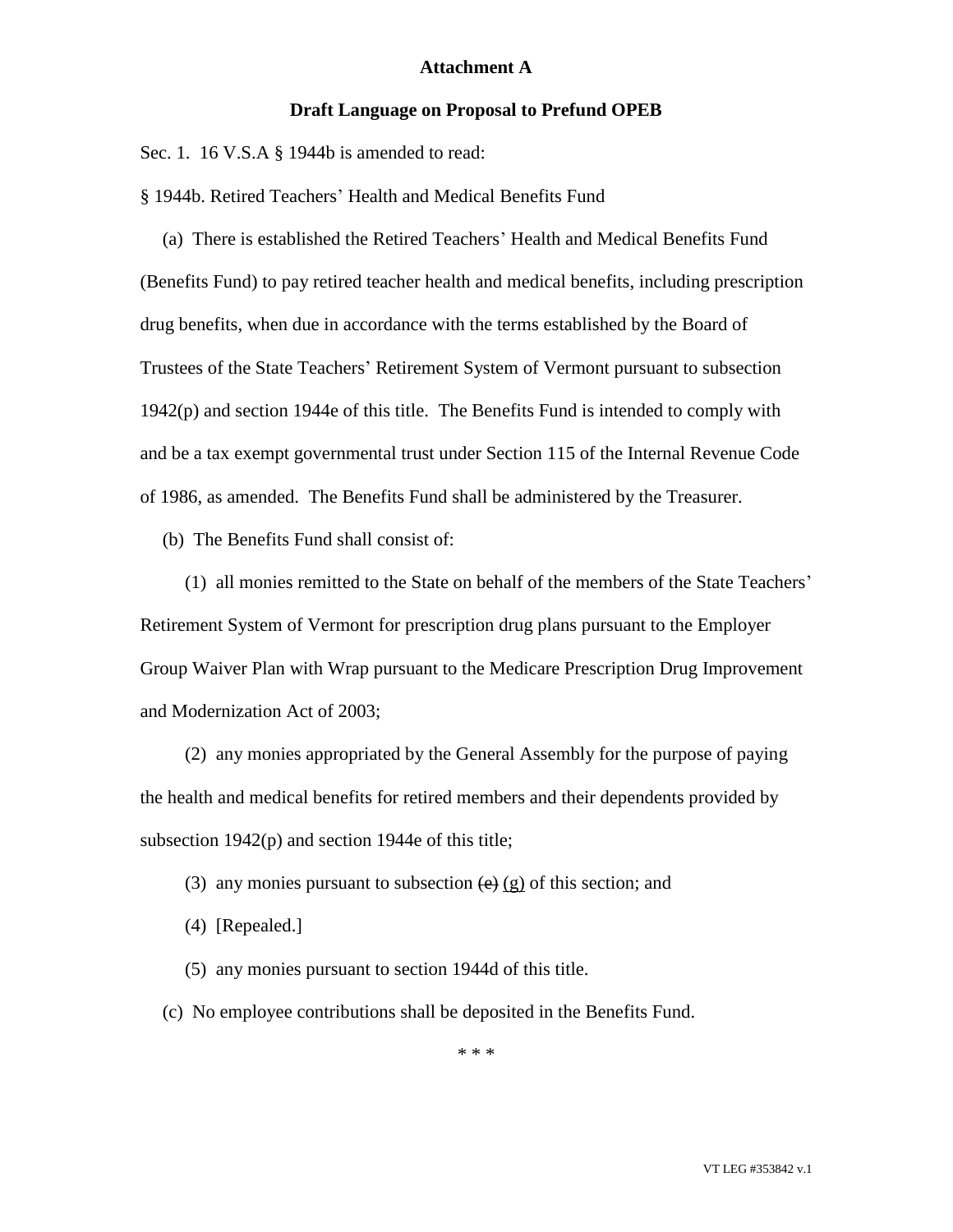**Attachment A**

**Draft Language on Proposal to Prefund OPEB**

Sec. 1. 16 V.S.A § 1944b is amended to read:

§ 1944b. Retired Teachers' Health and Medical Benefits Fund

(a) There is established the Retired Teachers' Health and Medical Benefits Fund (Benefits Fund) to pay retired teacher health and medical benefits, including prescription drug benefits, when due in accordance with the terms established by the Board of Trustees of the State Teachers' Retirement System of Vermont pursuant to subsection 1942(p) and section 1944e of this title. The Benefits Fund is intended to comply with and be a tax exempt governmental trust under Section 115 of the Internal Revenue Code of 1986, as amended. The Benefits Fund shall be administered by the Treasurer.

(b) The Benefits Fund shall consist of:

(1) all monies remitted to the State on behalf of the members of the State Teachers' Retirement System of Vermont for prescription drug plans pursuant to the Employer Group Waiver Plan with Wrap pursuant to the Medicare Prescription Drug Improvement and Modernization Act of 2003;

(2) any monies appropriated by the General Assembly for the purpose of paying the health and medical benefits for retired members and their dependents provided by subsection 1942(p) and section 1944e of this title;

(3) any monies pursuant to subsection ~~(e)~~ <u>(g)</u> of this section; and

(4) [Repealed.]

(5) any monies pursuant to section 1944d of this title.

(c) No employee contributions shall be deposited in the Benefits Fund.

\* \* \*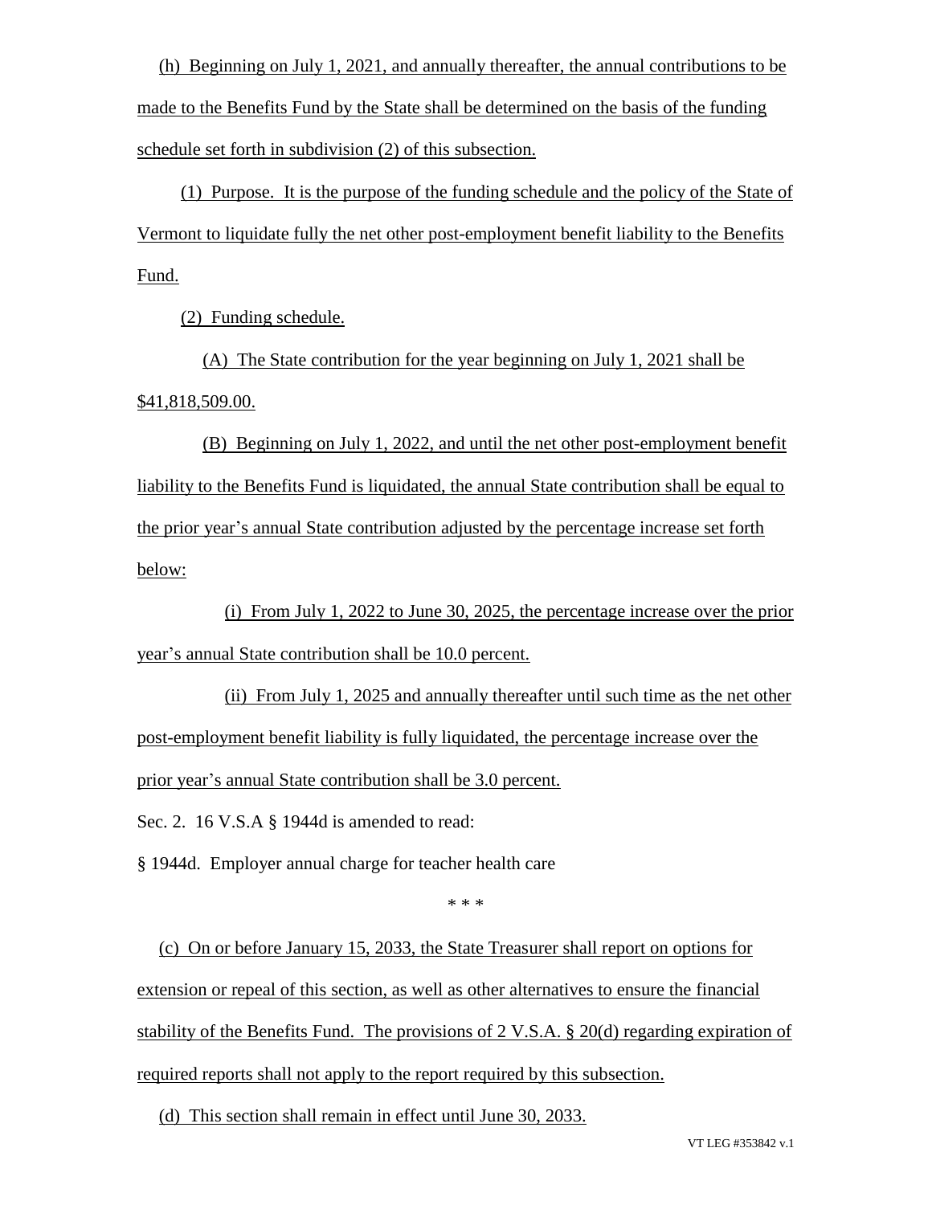(h) Beginning on July 1, 2021, and annually thereafter, the annual contributions to be made to the Benefits Fund by the State shall be determined on the basis of the funding schedule set forth in subdivision (2) of this subsection.

(1) Purpose. It is the purpose of the funding schedule and the policy of the State of Vermont to liquidate fully the net other post-employment benefit liability to the Benefits Fund.

(2) Funding schedule.

(A) The State contribution for the year beginning on July 1, 2021 shall be $41,818,509.00.

(B) Beginning on July 1, 2022, and until the net other post-employment benefit liability to the Benefits Fund is liquidated, the annual State contribution shall be equal to the prior year's annual State contribution adjusted by the percentage increase set forth below:

(i) From July 1, 2022 to June 30, 2025, the percentage increase over the prior year's annual State contribution shall be 10.0 percent.

(ii) From July 1, 2025 and annually thereafter until such time as the net other post-employment benefit liability is fully liquidated, the percentage increase over the prior year's annual State contribution shall be 3.0 percent.

Sec. 2. 16 V.S.A § 1944d is amended to read:

§ 1944d. Employer annual charge for teacher health care

* * *

(c) On or before January 15, 2033, the State Treasurer shall report on options for extension or repeal of this section, as well as other alternatives to ensure the financial stability of the Benefits Fund. The provisions of 2 V.S.A. § 20(d) regarding expiration of required reports shall not apply to the report required by this subsection.

(d) This section shall remain in effect until June 30, 2033.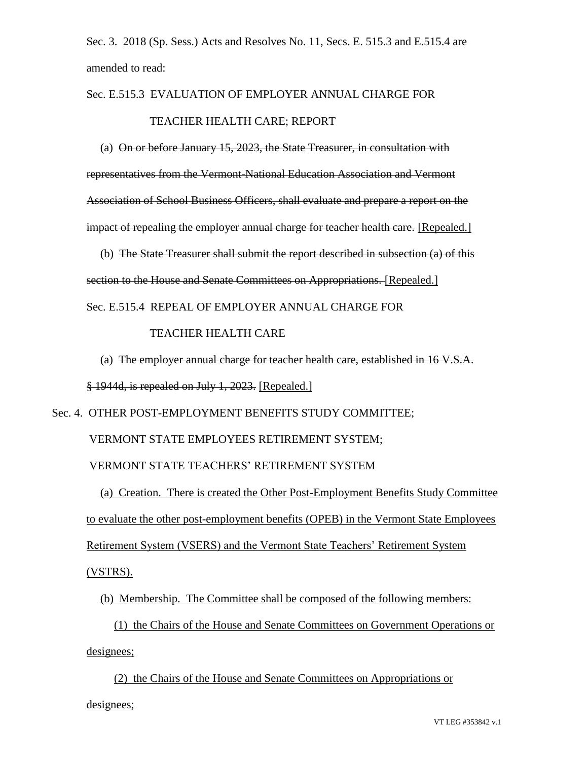Sec. 3. 2018 (Sp. Sess.) Acts and Resolves No. 11, Secs. E. 515.3 and E.515.4 are amended to read:

Sec. E.515.3 EVALUATION OF EMPLOYER ANNUAL CHARGE FOR TEACHER HEALTH CARE; REPORT

(a) ~~On or before January 15, 2023, the State Treasurer, in consultation with representatives from the Vermont-National Education Association and Vermont Association of School Business Officers, shall evaluate and prepare a report on the impact of repealing the employer annual charge for teacher health care.~~ <u>[Repealed.]</u>

(b) ~~The State Treasurer shall submit the report described in subsection (a) of this section to the House and Senate Committees on Appropriations.~~ <u>[Repealed.]</u>

Sec. E.515.4 REPEAL OF EMPLOYER ANNUAL CHARGE FOR TEACHER HEALTH CARE

(a) ~~The employer annual charge for teacher health care, established in 16 V.S.A. § 1944d, is repealed on July 1, 2023.~~ <u>[Repealed.]</u>

Sec. 4. OTHER POST-EMPLOYMENT BENEFITS STUDY COMMITTEE; VERMONT STATE EMPLOYEES RETIREMENT SYSTEM; VERMONT STATE TEACHERS' RETIREMENT SYSTEM

<u>(a) Creation. There is created the Other Post-Employment Benefits Study Committee to evaluate the other post-employment benefits (OPEB) in the Vermont State Employees Retirement System (VSERS) and the Vermont State Teachers' Retirement System (VSTRS).</u>

<u>(b) Membership. The Committee shall be composed of the following members:</u>

<u>(1) the Chairs of the House and Senate Committees on Government Operations or designees;</u>

<u>(2) the Chairs of the House and Senate Committees on Appropriations or designees;</u>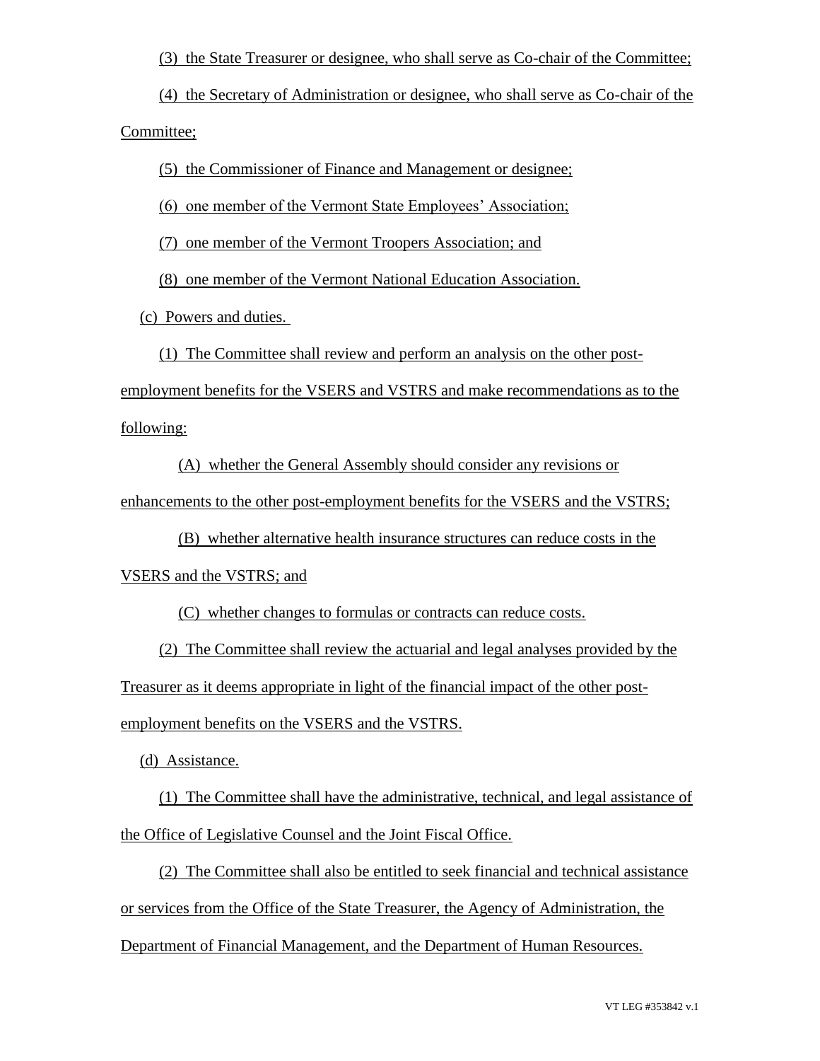(3) the State Treasurer or designee, who shall serve as Co-chair of the Committee;

(4) the Secretary of Administration or designee, who shall serve as Co-chair of the Committee;

(5) the Commissioner of Finance and Management or designee;

(6) one member of the Vermont State Employees' Association;

(7) one member of the Vermont Troopers Association; and

(8) one member of the Vermont National Education Association.

(c) Powers and duties.

(1) The Committee shall review and perform an analysis on the other post-employment benefits for the VSERS and VSTRS and make recommendations as to the following:

(A) whether the General Assembly should consider any revisions or enhancements to the other post-employment benefits for the VSERS and the VSTRS;

(B) whether alternative health insurance structures can reduce costs in the VSERS and the VSTRS; and

(C) whether changes to formulas or contracts can reduce costs.

(2) The Committee shall review the actuarial and legal analyses provided by the Treasurer as it deems appropriate in light of the financial impact of the other post-employment benefits on the VSERS and the VSTRS.

(d) Assistance.

(1) The Committee shall have the administrative, technical, and legal assistance of the Office of Legislative Counsel and the Joint Fiscal Office.

(2) The Committee shall also be entitled to seek financial and technical assistance or services from the Office of the State Treasurer, the Agency of Administration, the Department of Financial Management, and the Department of Human Resources.

VT LEG #353842 v.1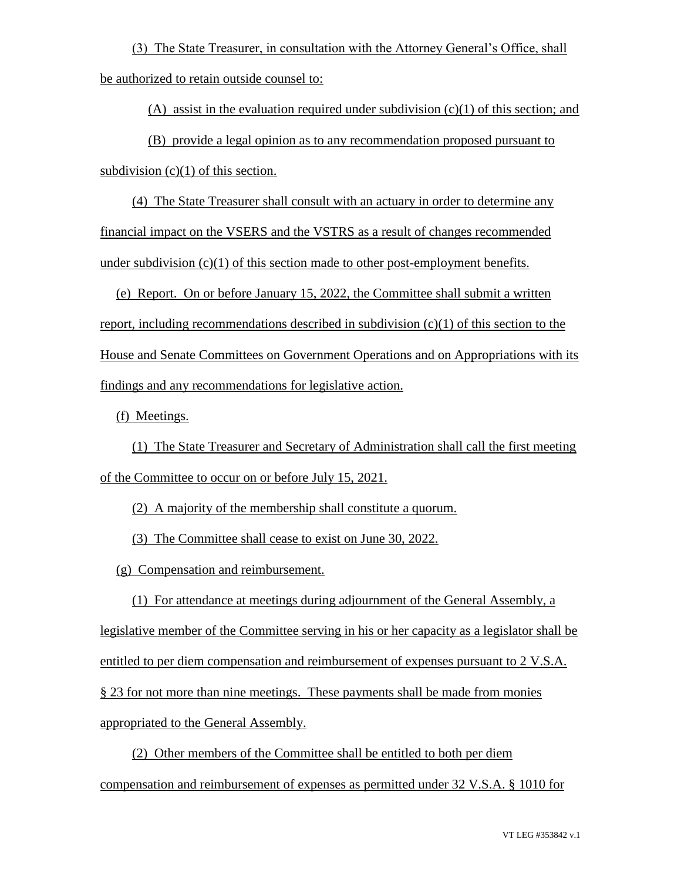(3) The State Treasurer, in consultation with the Attorney General's Office, shall be authorized to retain outside counsel to:

(A) assist in the evaluation required under subdivision (c)(1) of this section; and

(B) provide a legal opinion as to any recommendation proposed pursuant to subdivision (c)(1) of this section.

(4) The State Treasurer shall consult with an actuary in order to determine any financial impact on the VSERS and the VSTRS as a result of changes recommended under subdivision (c)(1) of this section made to other post-employment benefits.

(e) Report. On or before January 15, 2022, the Committee shall submit a written report, including recommendations described in subdivision (c)(1) of this section to the House and Senate Committees on Government Operations and on Appropriations with its findings and any recommendations for legislative action.

(f) Meetings.

(1) The State Treasurer and Secretary of Administration shall call the first meeting of the Committee to occur on or before July 15, 2021.

(2) A majority of the membership shall constitute a quorum.

(3) The Committee shall cease to exist on June 30, 2022.

(g) Compensation and reimbursement.

(1) For attendance at meetings during adjournment of the General Assembly, a legislative member of the Committee serving in his or her capacity as a legislator shall be entitled to per diem compensation and reimbursement of expenses pursuant to 2 V.S.A. § 23 for not more than nine meetings. These payments shall be made from monies appropriated to the General Assembly.

(2) Other members of the Committee shall be entitled to both per diem compensation and reimbursement of expenses as permitted under 32 V.S.A. § 1010 for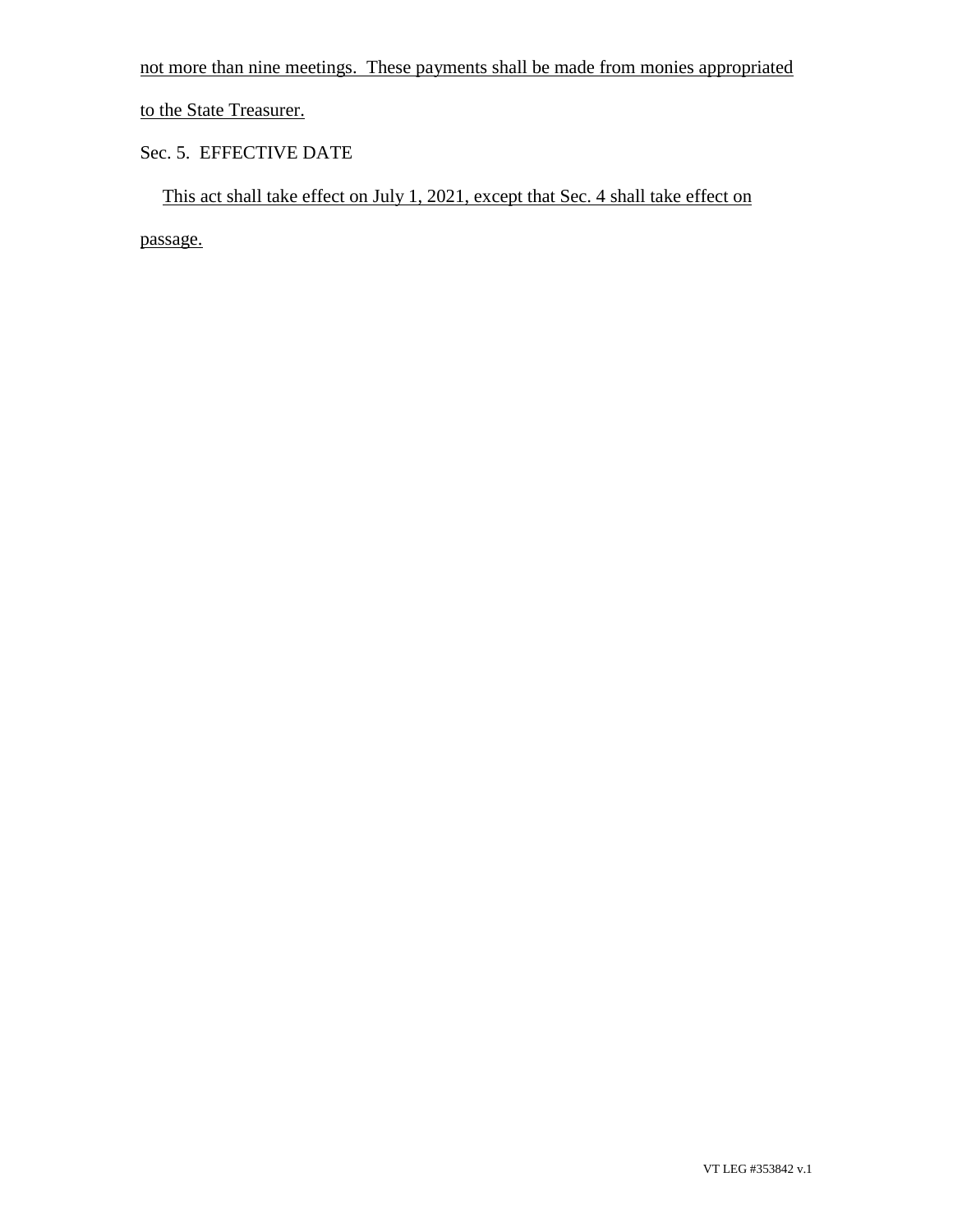not more than nine meetings. These payments shall be made from monies appropriated to the State Treasurer.

Sec. 5. EFFECTIVE DATE

This act shall take effect on July 1, 2021, except that Sec. 4 shall take effect on passage.